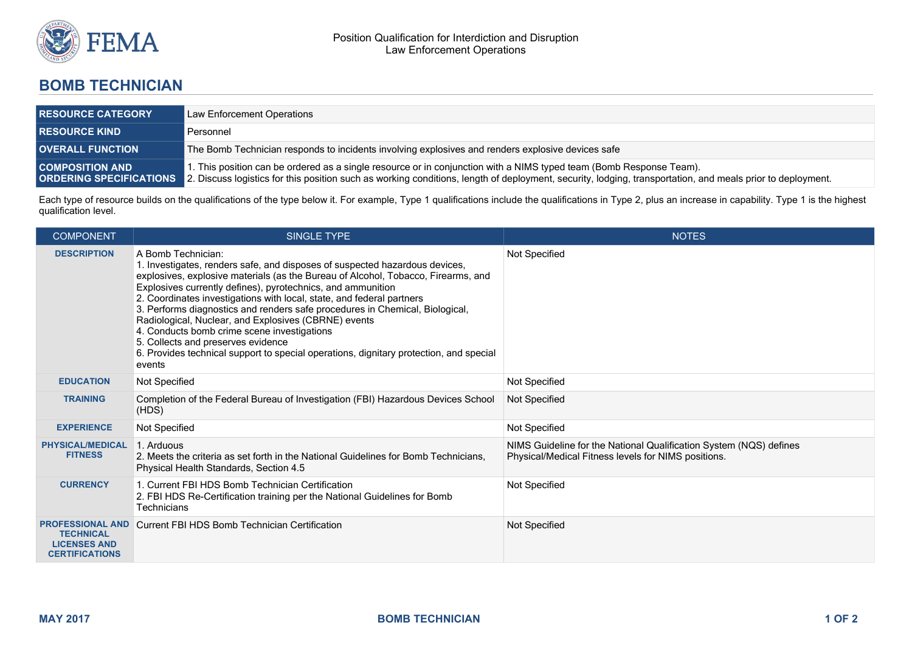Position Qualification for Interdiction and Disruption
Law Enforcement Operations

# BOMB TECHNICIAN

| | |
|---|---|
| **RESOURCE CATEGORY** | Law Enforcement Operations |
| **RESOURCE KIND** | Personnel |
| **OVERALL FUNCTION** | The Bomb Technician responds to incidents involving explosives and renders explosive devices safe |
| **COMPOSITION AND ORDERING SPECIFICATIONS** | 1. This position can be ordered as a single resource or in conjunction with a NIMS typed team (Bomb Response Team).<br>2. Discuss logistics for this position such as working conditions, length of deployment, security, lodging, transportation, and meals prior to deployment. |

Each type of resource builds on the qualifications of the type below it. For example, Type 1 qualifications include the qualifications in Type 2, plus an increase in capability. Type 1 is the highest qualification level.

| COMPONENT | SINGLE TYPE | NOTES |
|---|---|---|
| **DESCRIPTION** | A Bomb Technician:<br>1. Investigates, renders safe, and disposes of suspected hazardous devices, explosives, explosive materials (as the Bureau of Alcohol, Tobacco, Firearms, and Explosives currently defines), pyrotechnics, and ammunition<br>2. Coordinates investigations with local, state, and federal partners<br>3. Performs diagnostics and renders safe procedures in Chemical, Biological, Radiological, Nuclear, and Explosives (CBRNE) events<br>4. Conducts bomb crime scene investigations<br>5. Collects and preserves evidence<br>6. Provides technical support to special operations, dignitary protection, and special events | Not Specified |
| **EDUCATION** | Not Specified | Not Specified |
| **TRAINING** | Completion of the Federal Bureau of Investigation (FBI) Hazardous Devices School (HDS) | Not Specified |
| **EXPERIENCE** | Not Specified | Not Specified |
| **PHYSICAL/MEDICAL FITNESS** | 1. Arduous<br>2. Meets the criteria as set forth in the National Guidelines for Bomb Technicians, Physical Health Standards, Section 4.5 | NIMS Guideline for the National Qualification System (NQS) defines Physical/Medical Fitness levels for NIMS positions. |
| **CURRENCY** | 1. Current FBI HDS Bomb Technician Certification<br>2. FBI HDS Re-Certification training per the National Guidelines for Bomb Technicians | Not Specified |
| **PROFESSIONAL AND TECHNICAL LICENSES AND CERTIFICATIONS** | Current FBI HDS Bomb Technician Certification | Not Specified |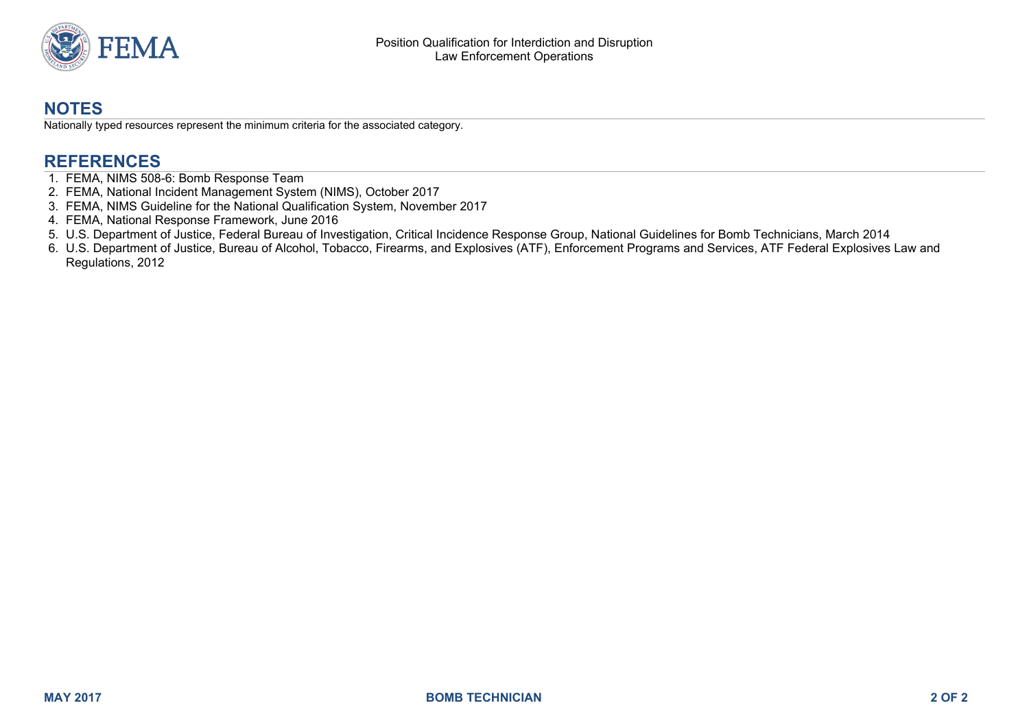## NOTES

Nationally typed resources represent the minimum criteria for the associated category.

## REFERENCES

1. FEMA, NIMS 508-6: Bomb Response Team
2. FEMA, National Incident Management System (NIMS), October 2017
3. FEMA, NIMS Guideline for the National Qualification System, November 2017
4. FEMA, National Response Framework, June 2016
5. U.S. Department of Justice, Federal Bureau of Investigation, Critical Incidence Response Group, National Guidelines for Bomb Technicians, March 2014
6. U.S. Department of Justice, Bureau of Alcohol, Tobacco, Firearms, and Explosives (ATF), Enforcement Programs and Services, ATF Federal Explosives Law and Regulations, 2012